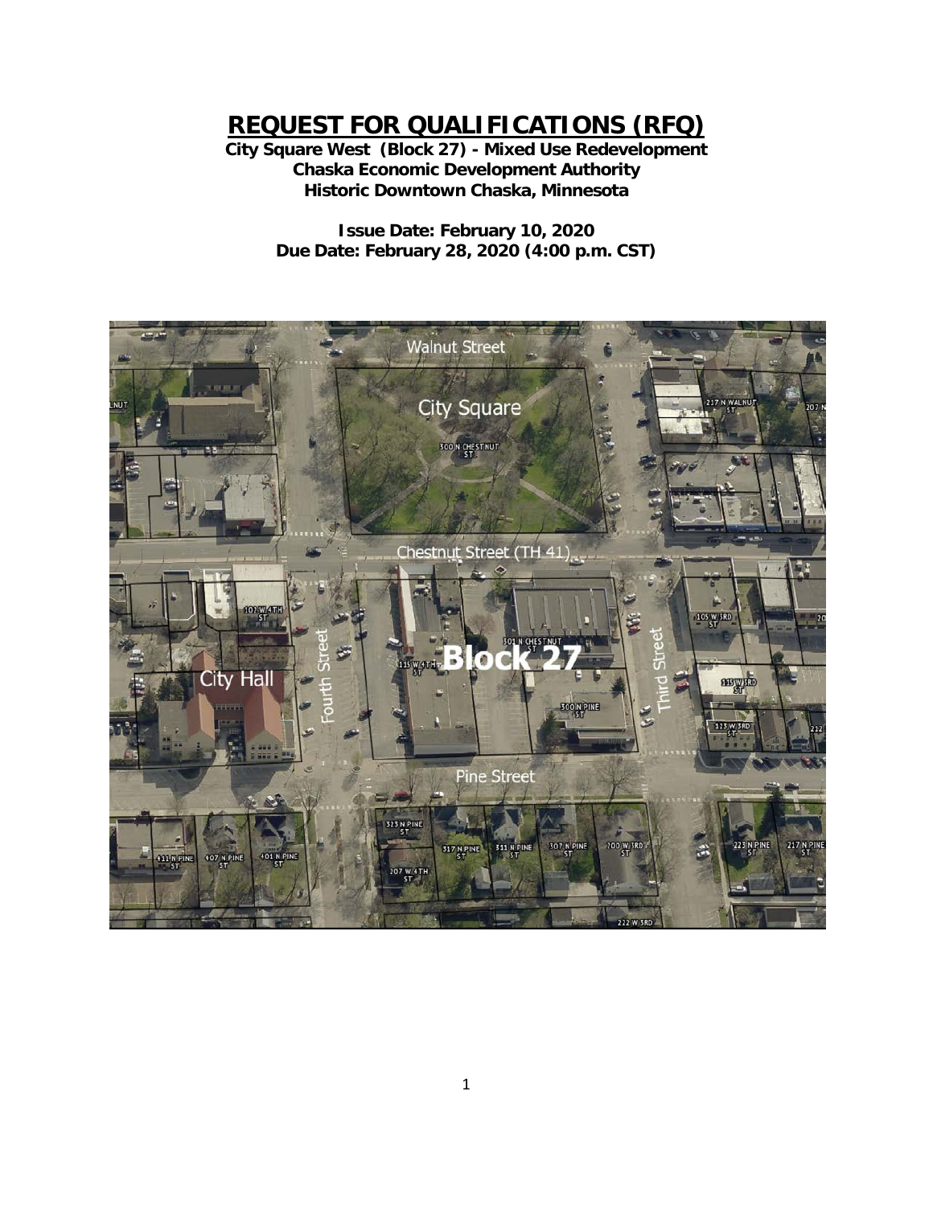# REQUEST FOR QUALIFICATIONS (RFQ)

**City Square West (Block 27) - Mixed Use Redevelopment**
**Chaska Economic Development Authority**
**Historic Downtown Chaska, Minnesota**

**Issue Date: February 10, 2020**
**Due Date: February 28, 2020 (4:00 p.m. CST)**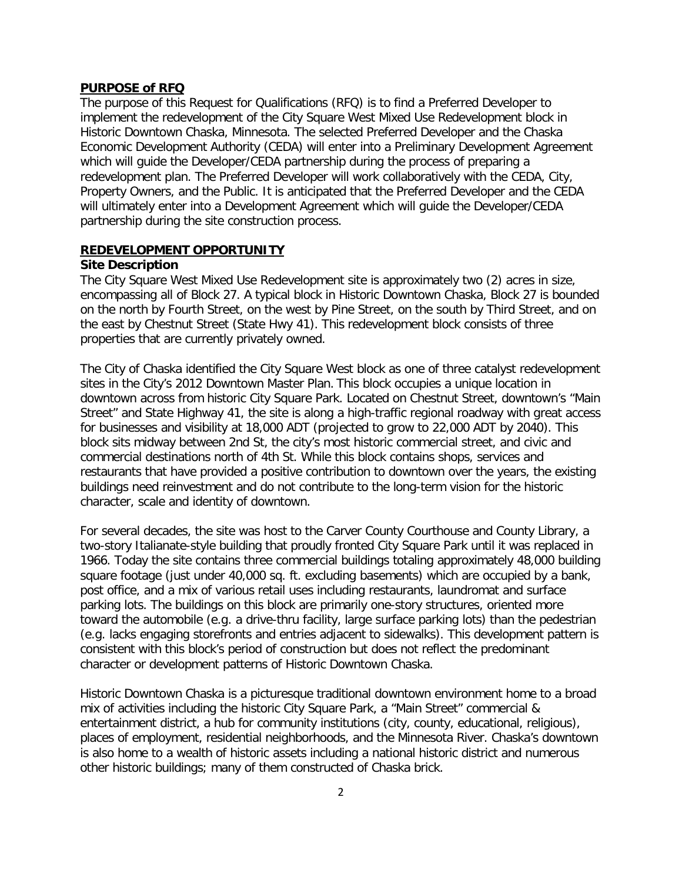## PURPOSE of RFQ

The purpose of this Request for Qualifications (RFQ) is to find a Preferred Developer to implement the redevelopment of the City Square West Mixed Use Redevelopment block in Historic Downtown Chaska, Minnesota. The selected Preferred Developer and the Chaska Economic Development Authority (CEDA) will enter into a Preliminary Development Agreement which will guide the Developer/CEDA partnership during the process of preparing a redevelopment plan. The Preferred Developer will work collaboratively with the CEDA, City, Property Owners, and the Public. It is anticipated that the Preferred Developer and the CEDA will ultimately enter into a Development Agreement which will guide the Developer/CEDA partnership during the site construction process.

## REDEVELOPMENT OPPORTUNITY

### Site Description

The City Square West Mixed Use Redevelopment site is approximately two (2) acres in size, encompassing all of Block 27. A typical block in Historic Downtown Chaska, Block 27 is bounded on the north by Fourth Street, on the west by Pine Street, on the south by Third Street, and on the east by Chestnut Street (State Hwy 41). This redevelopment block consists of three properties that are currently privately owned.

The City of Chaska identified the City Square West block as one of three catalyst redevelopment sites in the City's 2012 Downtown Master Plan. This block occupies a unique location in downtown across from historic City Square Park. Located on Chestnut Street, downtown's "Main Street" and State Highway 41, the site is along a high-traffic regional roadway with great access for businesses and visibility at 18,000 ADT (projected to grow to 22,000 ADT by 2040). This block sits midway between 2nd St, the city's most historic commercial street, and civic and commercial destinations north of 4th St. While this block contains shops, services and restaurants that have provided a positive contribution to downtown over the years, the existing buildings need reinvestment and do not contribute to the long-term vision for the historic character, scale and identity of downtown.

For several decades, the site was host to the Carver County Courthouse and County Library, a two-story Italianate-style building that proudly fronted City Square Park until it was replaced in 1966. Today the site contains three commercial buildings totaling approximately 48,000 building square footage (just under 40,000 sq. ft. excluding basements) which are occupied by a bank, post office, and a mix of various retail uses including restaurants, laundromat and surface parking lots. The buildings on this block are primarily one-story structures, oriented more toward the automobile (e.g. a drive-thru facility, large surface parking lots) than the pedestrian (e.g. lacks engaging storefronts and entries adjacent to sidewalks). This development pattern is consistent with this block's period of construction but does not reflect the predominant character or development patterns of Historic Downtown Chaska.

Historic Downtown Chaska is a picturesque traditional downtown environment home to a broad mix of activities including the historic City Square Park, a "Main Street" commercial & entertainment district, a hub for community institutions (city, county, educational, religious), places of employment, residential neighborhoods, and the Minnesota River. Chaska's downtown is also home to a wealth of historic assets including a national historic district and numerous other historic buildings; many of them constructed of Chaska brick.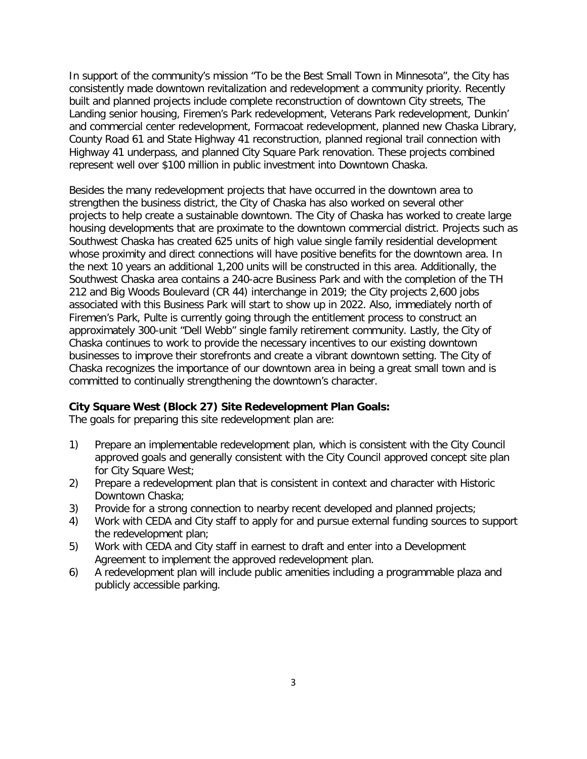In support of the community's mission "To be the Best Small Town in Minnesota", the City has consistently made downtown revitalization and redevelopment a community priority. Recently built and planned projects include complete reconstruction of downtown City streets, The Landing senior housing, Firemen's Park redevelopment, Veterans Park redevelopment, Dunkin' and commercial center redevelopment, Formacoat redevelopment, planned new Chaska Library, County Road 61 and State Highway 41 reconstruction, planned regional trail connection with Highway 41 underpass, and planned City Square Park renovation. These projects combined represent well over $100 million in public investment into Downtown Chaska.

Besides the many redevelopment projects that have occurred in the downtown area to strengthen the business district, the City of Chaska has also worked on several other projects to help create a sustainable downtown. The City of Chaska has worked to create large housing developments that are proximate to the downtown commercial district. Projects such as Southwest Chaska has created 625 units of high value single family residential development whose proximity and direct connections will have positive benefits for the downtown area. In the next 10 years an additional 1,200 units will be constructed in this area. Additionally, the Southwest Chaska area contains a 240-acre Business Park and with the completion of the TH 212 and Big Woods Boulevard (CR 44) interchange in 2019; the City projects 2,600 jobs associated with this Business Park will start to show up in 2022. Also, immediately north of Firemen's Park, Pulte is currently going through the entitlement process to construct an approximately 300-unit "Dell Webb" single family retirement community. Lastly, the City of Chaska continues to work to provide the necessary incentives to our existing downtown businesses to improve their storefronts and create a vibrant downtown setting. The City of Chaska recognizes the importance of our downtown area in being a great small town and is committed to continually strengthening the downtown's character.

**City Square West (Block 27) Site Redevelopment Plan Goals:**

The goals for preparing this site redevelopment plan are:

1) Prepare an implementable redevelopment plan, which is consistent with the City Council approved goals and generally consistent with the City Council approved concept site plan for City Square West;
2) Prepare a redevelopment plan that is consistent in context and character with Historic Downtown Chaska;
3) Provide for a strong connection to nearby recent developed and planned projects;
4) Work with CEDA and City staff to apply for and pursue external funding sources to support the redevelopment plan;
5) Work with CEDA and City staff in earnest to draft and enter into a Development Agreement to implement the approved redevelopment plan.
6) A redevelopment plan will include public amenities including a programmable plaza and publicly accessible parking.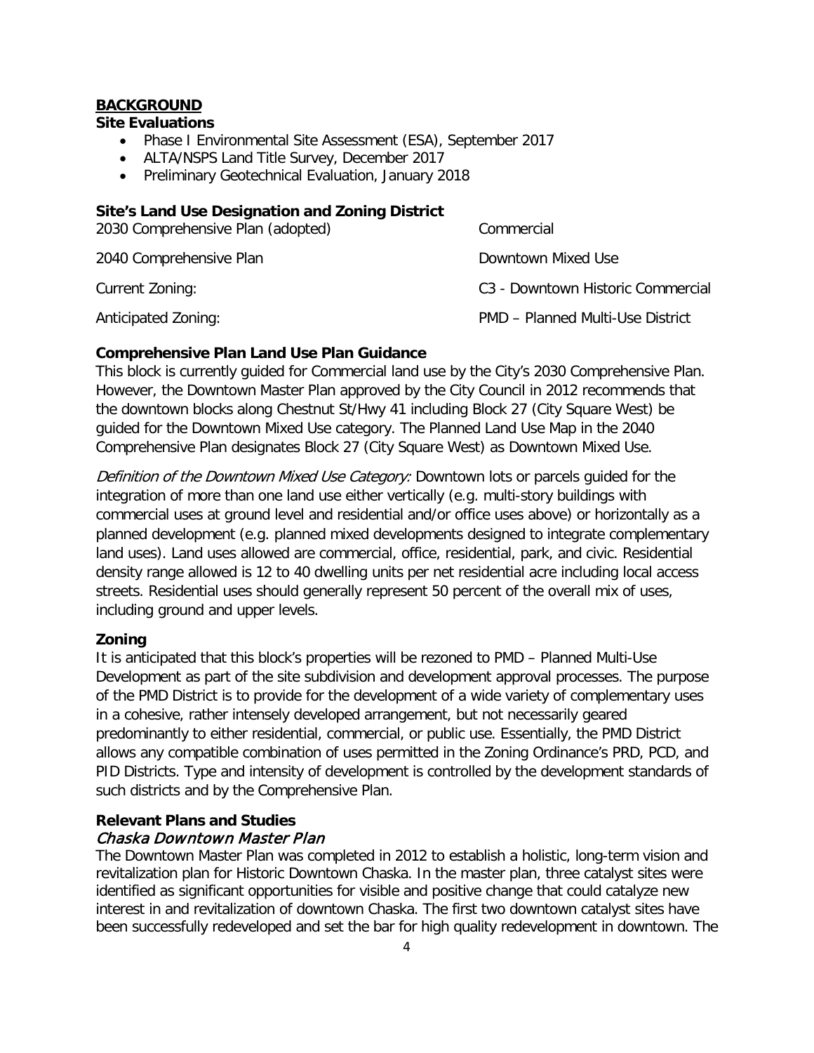## BACKGROUND

### Site Evaluations

- Phase I Environmental Site Assessment (ESA), September 2017
- ALTA/NSPS Land Title Survey, December 2017
- Preliminary Geotechnical Evaluation, January 2018

### Site's Land Use Designation and Zoning District

| | |
|---|---|
| 2030 Comprehensive Plan (adopted) | Commercial |
| 2040 Comprehensive Plan | Downtown Mixed Use |
| Current Zoning: | C3 - Downtown Historic Commercial |
| Anticipated Zoning: | PMD – Planned Multi-Use District |

### Comprehensive Plan Land Use Plan Guidance

This block is currently guided for Commercial land use by the City's 2030 Comprehensive Plan. However, the Downtown Master Plan approved by the City Council in 2012 recommends that the downtown blocks along Chestnut St/Hwy 41 including Block 27 (City Square West) be guided for the Downtown Mixed Use category. The Planned Land Use Map in the 2040 Comprehensive Plan designates Block 27 (City Square West) as Downtown Mixed Use.

*Definition of the Downtown Mixed Use Category:* Downtown lots or parcels guided for the integration of more than one land use either vertically (e.g. multi-story buildings with commercial uses at ground level and residential and/or office uses above) or horizontally as a planned development (e.g. planned mixed developments designed to integrate complementary land uses). Land uses allowed are commercial, office, residential, park, and civic. Residential density range allowed is 12 to 40 dwelling units per net residential acre including local access streets. Residential uses should generally represent 50 percent of the overall mix of uses, including ground and upper levels.

### Zoning

It is anticipated that this block's properties will be rezoned to PMD – Planned Multi-Use Development as part of the site subdivision and development approval processes. The purpose of the PMD District is to provide for the development of a wide variety of complementary uses in a cohesive, rather intensely developed arrangement, but not necessarily geared predominantly to either residential, commercial, or public use. Essentially, the PMD District allows any compatible combination of uses permitted in the Zoning Ordinance's PRD, PCD, and PID Districts. Type and intensity of development is controlled by the development standards of such districts and by the Comprehensive Plan.

### Relevant Plans and Studies

#### *Chaska Downtown Master Plan*

The Downtown Master Plan was completed in 2012 to establish a holistic, long-term vision and revitalization plan for Historic Downtown Chaska. In the master plan, three catalyst sites were identified as significant opportunities for visible and positive change that could catalyze new interest in and revitalization of downtown Chaska. The first two downtown catalyst sites have been successfully redeveloped and set the bar for high quality redevelopment in downtown. The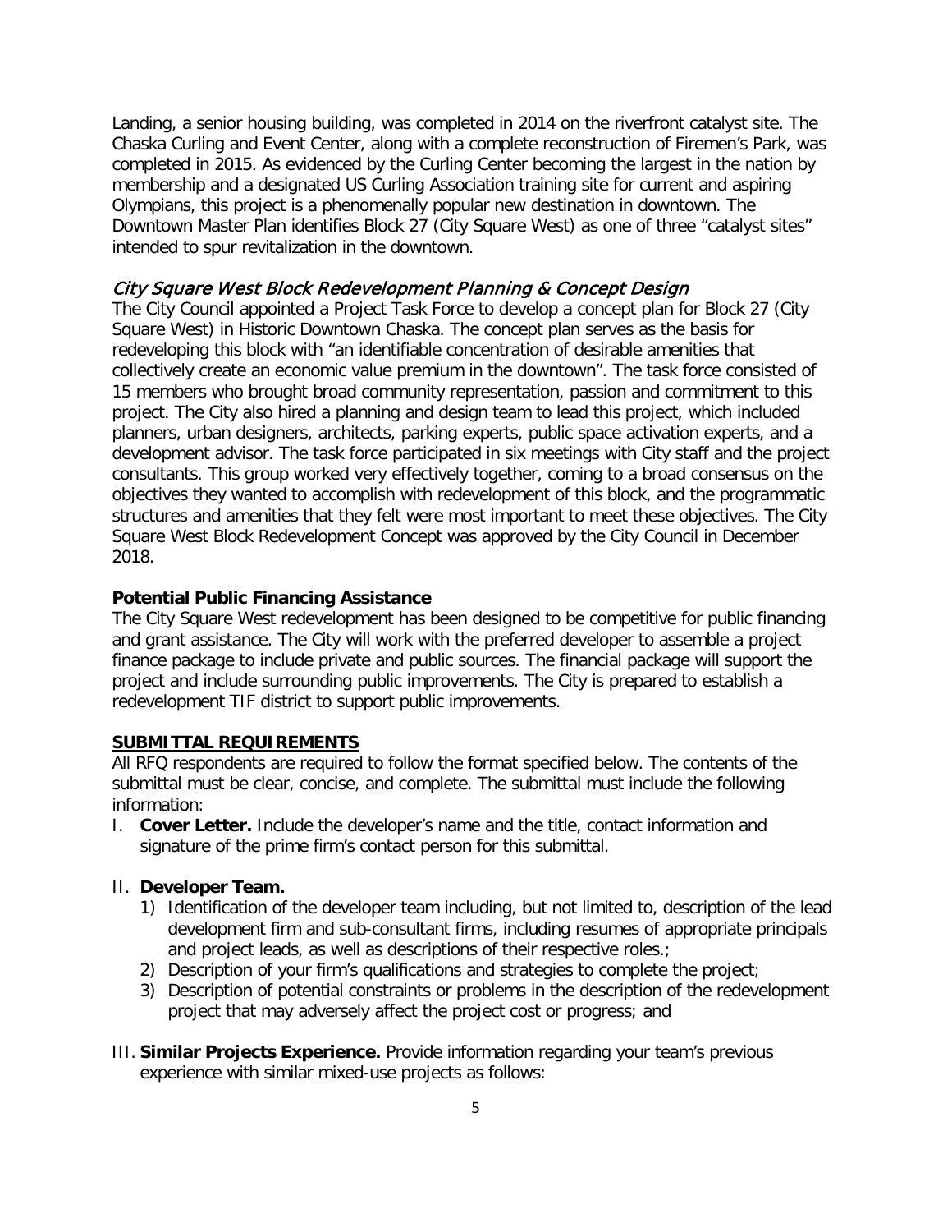Landing, a senior housing building, was completed in 2014 on the riverfront catalyst site. The Chaska Curling and Event Center, along with a complete reconstruction of Firemen's Park, was completed in 2015. As evidenced by the Curling Center becoming the largest in the nation by membership and a designated US Curling Association training site for current and aspiring Olympians, this project is a phenomenally popular new destination in downtown. The Downtown Master Plan identifies Block 27 (City Square West) as one of three "catalyst sites" intended to spur revitalization in the downtown.

### *City Square West Block Redevelopment Planning & Concept Design*

The City Council appointed a Project Task Force to develop a concept plan for Block 27 (City Square West) in Historic Downtown Chaska. The concept plan serves as the basis for redeveloping this block with "an identifiable concentration of desirable amenities that collectively create an economic value premium in the downtown". The task force consisted of 15 members who brought broad community representation, passion and commitment to this project. The City also hired a planning and design team to lead this project, which included planners, urban designers, architects, parking experts, public space activation experts, and a development advisor. The task force participated in six meetings with City staff and the project consultants. This group worked very effectively together, coming to a broad consensus on the objectives they wanted to accomplish with redevelopment of this block, and the programmatic structures and amenities that they felt were most important to meet these objectives. The City Square West Block Redevelopment Concept was approved by the City Council in December 2018.

### **Potential Public Financing Assistance**

The City Square West redevelopment has been designed to be competitive for public financing and grant assistance. The City will work with the preferred developer to assemble a project finance package to include private and public sources. The financial package will support the project and include surrounding public improvements. The City is prepared to establish a redevelopment TIF district to support public improvements.

## **SUBMITTAL REQUIREMENTS**

All RFQ respondents are required to follow the format specified below. The contents of the submittal must be clear, concise, and complete. The submittal must include the following information:

I. **Cover Letter.** Include the developer's name and the title, contact information and signature of the prime firm's contact person for this submittal.

II. **Developer Team.**
   1) Identification of the developer team including, but not limited to, description of the lead development firm and sub-consultant firms, including resumes of appropriate principals and project leads, as well as descriptions of their respective roles.;
   2) Description of your firm's qualifications and strategies to complete the project;
   3) Description of potential constraints or problems in the description of the redevelopment project that may adversely affect the project cost or progress; and

III. **Similar Projects Experience.** Provide information regarding your team's previous experience with similar mixed-use projects as follows: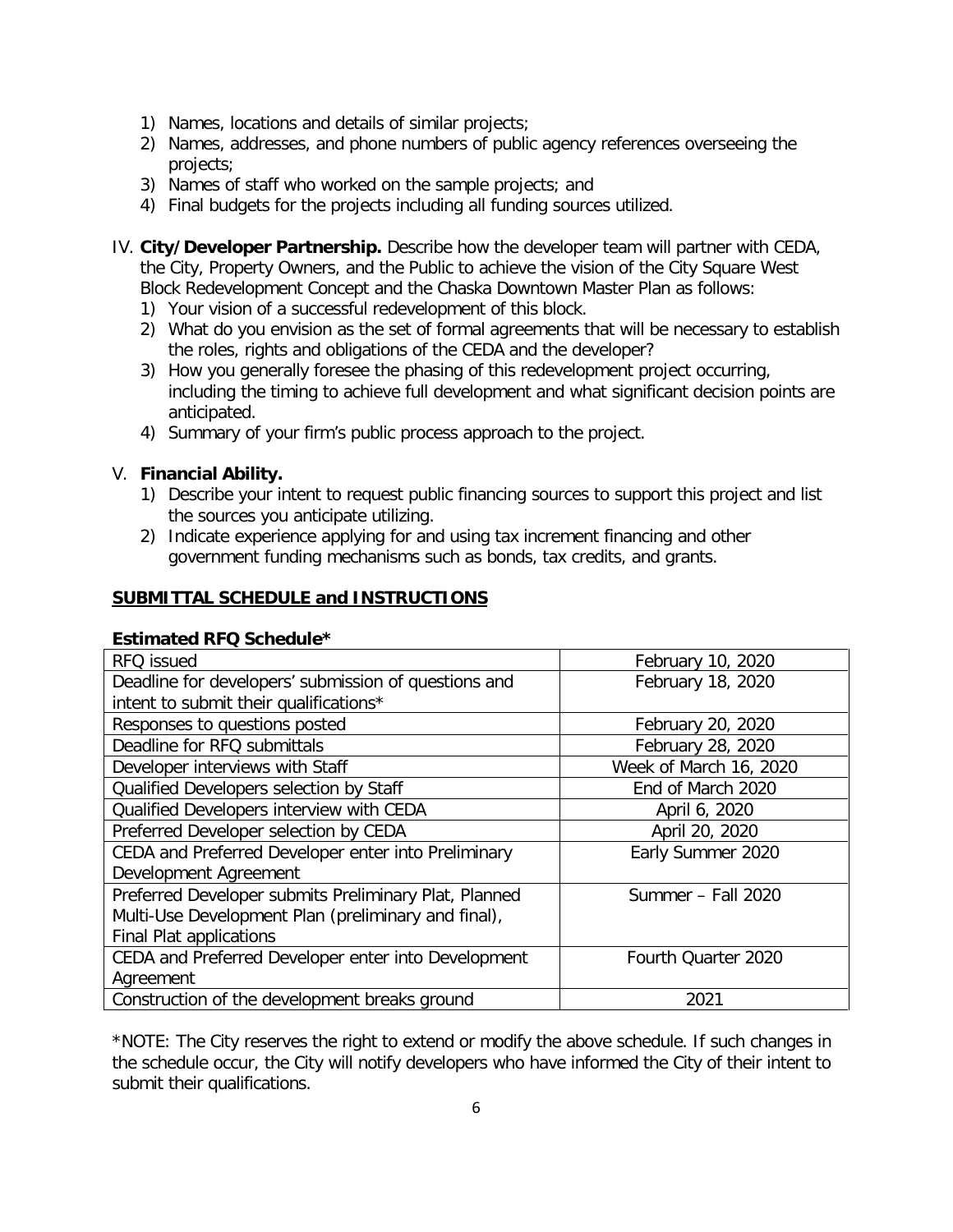1) Names, locations and details of similar projects;
2) Names, addresses, and phone numbers of public agency references overseeing the projects;
3) Names of staff who worked on the sample projects; and
4) Final budgets for the projects including all funding sources utilized.

IV. **City/Developer Partnership.** Describe how the developer team will partner with CEDA, the City, Property Owners, and the Public to achieve the vision of the City Square West Block Redevelopment Concept and the Chaska Downtown Master Plan as follows:

1) Your vision of a successful redevelopment of this block.
2) What do you envision as the set of formal agreements that will be necessary to establish the roles, rights and obligations of the CEDA and the developer?
3) How you generally foresee the phasing of this redevelopment project occurring, including the timing to achieve full development and what significant decision points are anticipated.
4) Summary of your firm's public process approach to the project.

V. **Financial Ability.**

1) Describe your intent to request public financing sources to support this project and list the sources you anticipate utilizing.
2) Indicate experience applying for and using tax increment financing and other government funding mechanisms such as bonds, tax credits, and grants.

## SUBMITTAL SCHEDULE and INSTRUCTIONS

**Estimated RFQ Schedule***

| | |
|---|---|
| RFQ issued | February 10, 2020 |
| Deadline for developers' submission of questions and intent to submit their qualifications* | February 18, 2020 |
| Responses to questions posted | February 20, 2020 |
| Deadline for RFQ submittals | February 28, 2020 |
| Developer interviews with Staff | Week of March 16, 2020 |
| Qualified Developers selection by Staff | End of March 2020 |
| Qualified Developers interview with CEDA | April 6, 2020 |
| Preferred Developer selection by CEDA | April 20, 2020 |
| CEDA and Preferred Developer enter into Preliminary Development Agreement | Early Summer 2020 |
| Preferred Developer submits Preliminary Plat, Planned Multi-Use Development Plan (preliminary and final), Final Plat applications | Summer – Fall 2020 |
| CEDA and Preferred Developer enter into Development Agreement | Fourth Quarter 2020 |
| Construction of the development breaks ground | 2021 |

*NOTE: The City reserves the right to extend or modify the above schedule. If such changes in the schedule occur, the City will notify developers who have informed the City of their intent to submit their qualifications.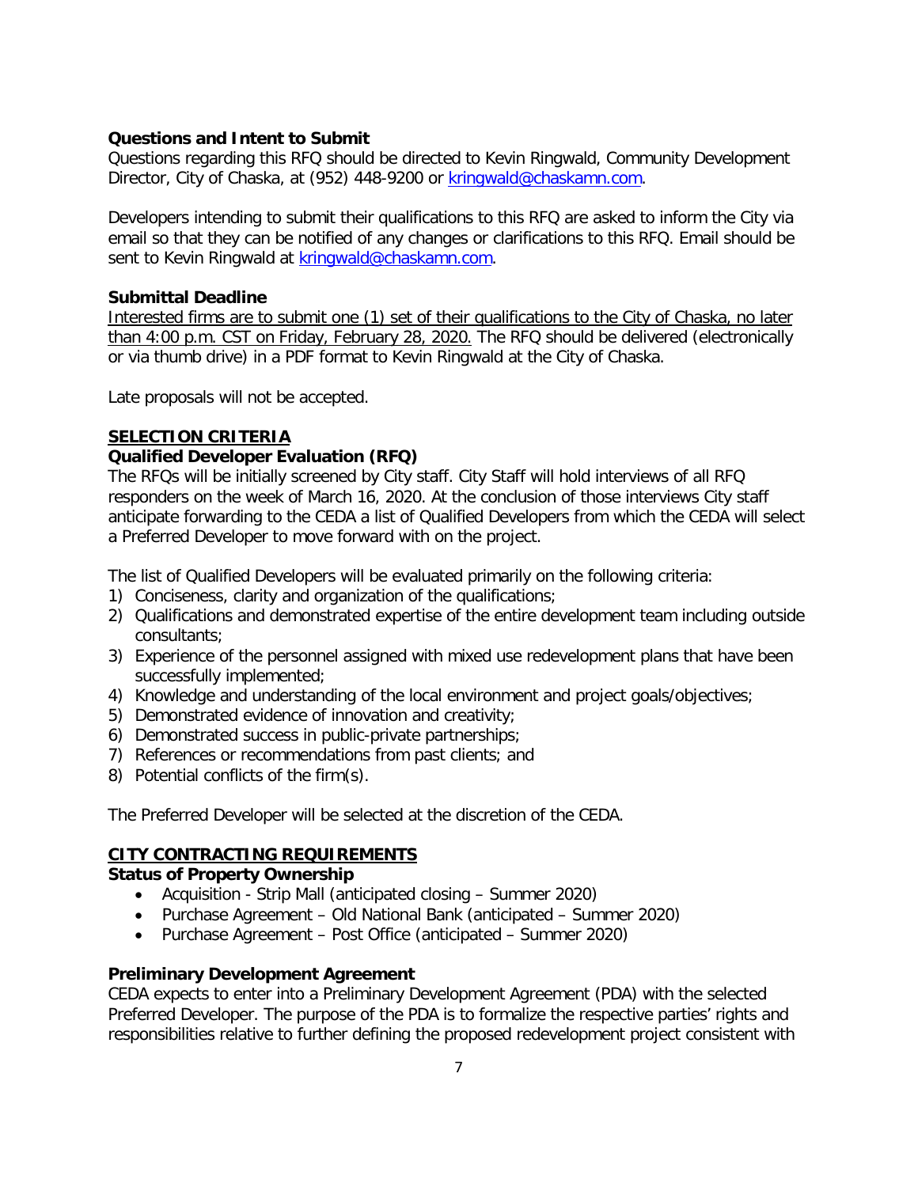**Questions and Intent to Submit**

Questions regarding this RFQ should be directed to Kevin Ringwald, Community Development Director, City of Chaska, at (952) 448-9200 or kringwald@chaskamn.com.

Developers intending to submit their qualifications to this RFQ are asked to inform the City via email so that they can be notified of any changes or clarifications to this RFQ. Email should be sent to Kevin Ringwald at kringwald@chaskamn.com.

**Submittal Deadline**

<u>Interested firms are to submit one (1) set of their qualifications to the City of Chaska, no later than 4:00 p.m. CST on Friday, February 28, 2020.</u> The RFQ should be delivered (electronically or via thumb drive) in a PDF format to Kevin Ringwald at the City of Chaska.

Late proposals will not be accepted.

## SELECTION CRITERIA

**Qualified Developer Evaluation (RFQ)**

The RFQs will be initially screened by City staff. City Staff will hold interviews of all RFQ responders on the week of March 16, 2020. At the conclusion of those interviews City staff anticipate forwarding to the CEDA a list of Qualified Developers from which the CEDA will select a Preferred Developer to move forward with on the project.

The list of Qualified Developers will be evaluated primarily on the following criteria:

1) Conciseness, clarity and organization of the qualifications;
2) Qualifications and demonstrated expertise of the entire development team including outside consultants;
3) Experience of the personnel assigned with mixed use redevelopment plans that have been successfully implemented;
4) Knowledge and understanding of the local environment and project goals/objectives;
5) Demonstrated evidence of innovation and creativity;
6) Demonstrated success in public-private partnerships;
7) References or recommendations from past clients; and
8) Potential conflicts of the firm(s).

The Preferred Developer will be selected at the discretion of the CEDA.

## CITY CONTRACTING REQUIREMENTS

**Status of Property Ownership**

- Acquisition - Strip Mall (anticipated closing – Summer 2020)
- Purchase Agreement – Old National Bank (anticipated – Summer 2020)
- Purchase Agreement – Post Office (anticipated – Summer 2020)

**Preliminary Development Agreement**

CEDA expects to enter into a Preliminary Development Agreement (PDA) with the selected Preferred Developer. The purpose of the PDA is to formalize the respective parties' rights and responsibilities relative to further defining the proposed redevelopment project consistent with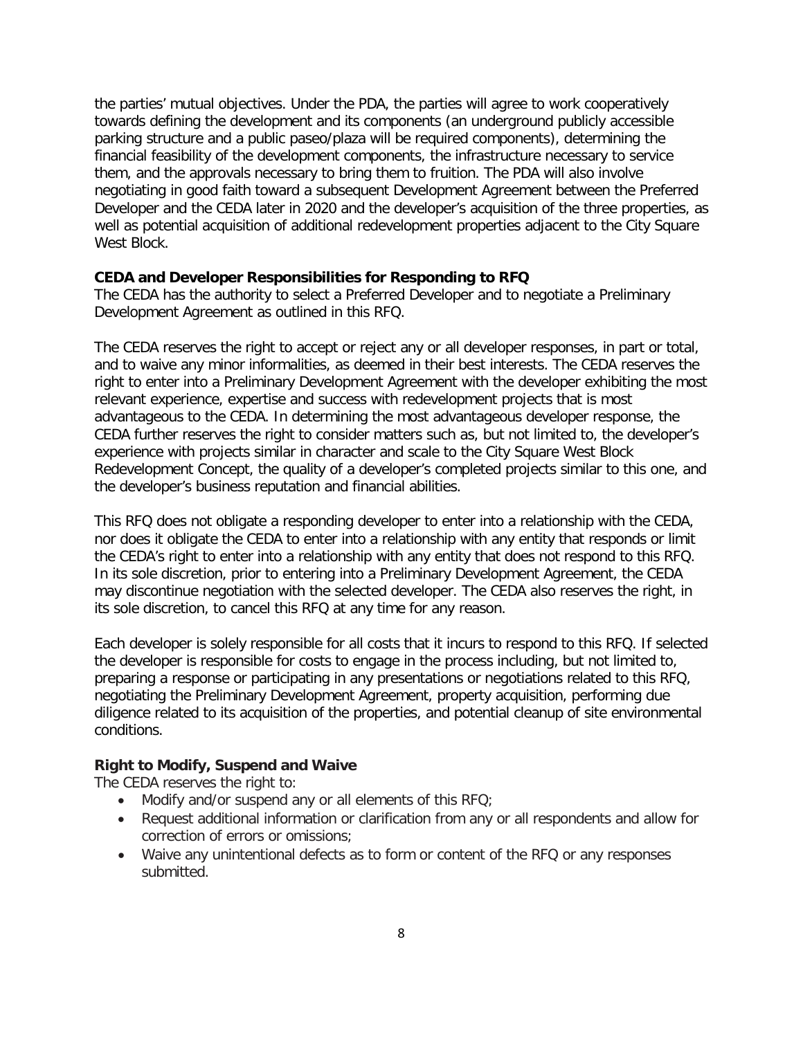the parties' mutual objectives. Under the PDA, the parties will agree to work cooperatively towards defining the development and its components (an underground publicly accessible parking structure and a public paseo/plaza will be required components), determining the financial feasibility of the development components, the infrastructure necessary to service them, and the approvals necessary to bring them to fruition. The PDA will also involve negotiating in good faith toward a subsequent Development Agreement between the Preferred Developer and the CEDA later in 2020 and the developer's acquisition of the three properties, as well as potential acquisition of additional redevelopment properties adjacent to the City Square West Block.

**CEDA and Developer Responsibilities for Responding to RFQ**

The CEDA has the authority to select a Preferred Developer and to negotiate a Preliminary Development Agreement as outlined in this RFQ.

The CEDA reserves the right to accept or reject any or all developer responses, in part or total, and to waive any minor informalities, as deemed in their best interests. The CEDA reserves the right to enter into a Preliminary Development Agreement with the developer exhibiting the most relevant experience, expertise and success with redevelopment projects that is most advantageous to the CEDA. In determining the most advantageous developer response, the CEDA further reserves the right to consider matters such as, but not limited to, the developer's experience with projects similar in character and scale to the City Square West Block Redevelopment Concept, the quality of a developer's completed projects similar to this one, and the developer's business reputation and financial abilities.

This RFQ does not obligate a responding developer to enter into a relationship with the CEDA, nor does it obligate the CEDA to enter into a relationship with any entity that responds or limit the CEDA's right to enter into a relationship with any entity that does not respond to this RFQ. In its sole discretion, prior to entering into a Preliminary Development Agreement, the CEDA may discontinue negotiation with the selected developer. The CEDA also reserves the right, in its sole discretion, to cancel this RFQ at any time for any reason.

Each developer is solely responsible for all costs that it incurs to respond to this RFQ. If selected the developer is responsible for costs to engage in the process including, but not limited to, preparing a response or participating in any presentations or negotiations related to this RFQ, negotiating the Preliminary Development Agreement, property acquisition, performing due diligence related to its acquisition of the properties, and potential cleanup of site environmental conditions.

**Right to Modify, Suspend and Waive**

The CEDA reserves the right to:

- Modify and/or suspend any or all elements of this RFQ;
- Request additional information or clarification from any or all respondents and allow for correction of errors or omissions;
- Waive any unintentional defects as to form or content of the RFQ or any responses submitted.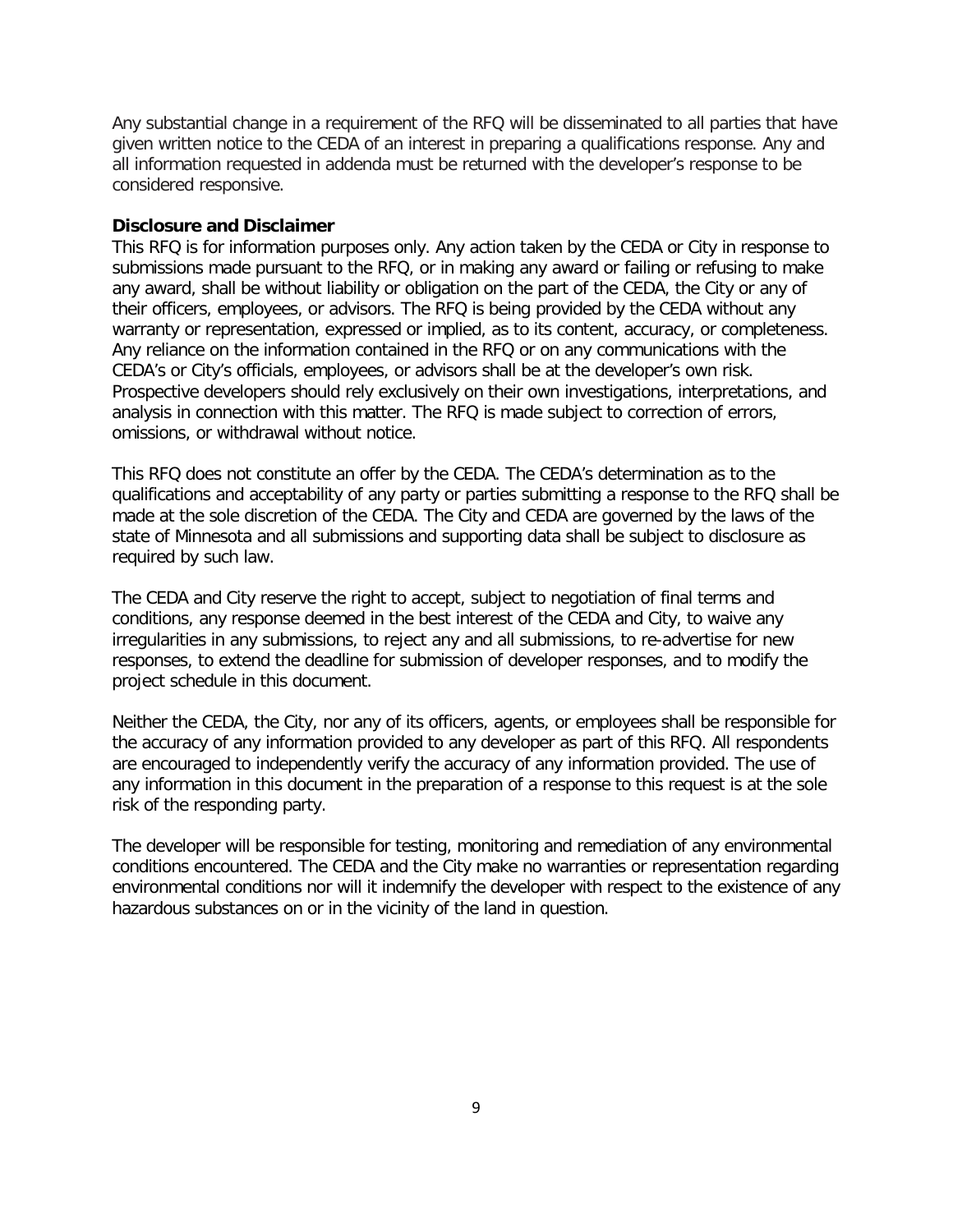Any substantial change in a requirement of the RFQ will be disseminated to all parties that have given written notice to the CEDA of an interest in preparing a qualifications response. Any and all information requested in addenda must be returned with the developer's response to be considered responsive.

**Disclosure and Disclaimer**

This RFQ is for information purposes only. Any action taken by the CEDA or City in response to submissions made pursuant to the RFQ, or in making any award or failing or refusing to make any award, shall be without liability or obligation on the part of the CEDA, the City or any of their officers, employees, or advisors. The RFQ is being provided by the CEDA without any warranty or representation, expressed or implied, as to its content, accuracy, or completeness. Any reliance on the information contained in the RFQ or on any communications with the CEDA's or City's officials, employees, or advisors shall be at the developer's own risk. Prospective developers should rely exclusively on their own investigations, interpretations, and analysis in connection with this matter. The RFQ is made subject to correction of errors, omissions, or withdrawal without notice.

This RFQ does not constitute an offer by the CEDA. The CEDA's determination as to the qualifications and acceptability of any party or parties submitting a response to the RFQ shall be made at the sole discretion of the CEDA. The City and CEDA are governed by the laws of the state of Minnesota and all submissions and supporting data shall be subject to disclosure as required by such law.

The CEDA and City reserve the right to accept, subject to negotiation of final terms and conditions, any response deemed in the best interest of the CEDA and City, to waive any irregularities in any submissions, to reject any and all submissions, to re-advertise for new responses, to extend the deadline for submission of developer responses, and to modify the project schedule in this document.

Neither the CEDA, the City, nor any of its officers, agents, or employees shall be responsible for the accuracy of any information provided to any developer as part of this RFQ. All respondents are encouraged to independently verify the accuracy of any information provided. The use of any information in this document in the preparation of a response to this request is at the sole risk of the responding party.

The developer will be responsible for testing, monitoring and remediation of any environmental conditions encountered. The CEDA and the City make no warranties or representation regarding environmental conditions nor will it indemnify the developer with respect to the existence of any hazardous substances on or in the vicinity of the land in question.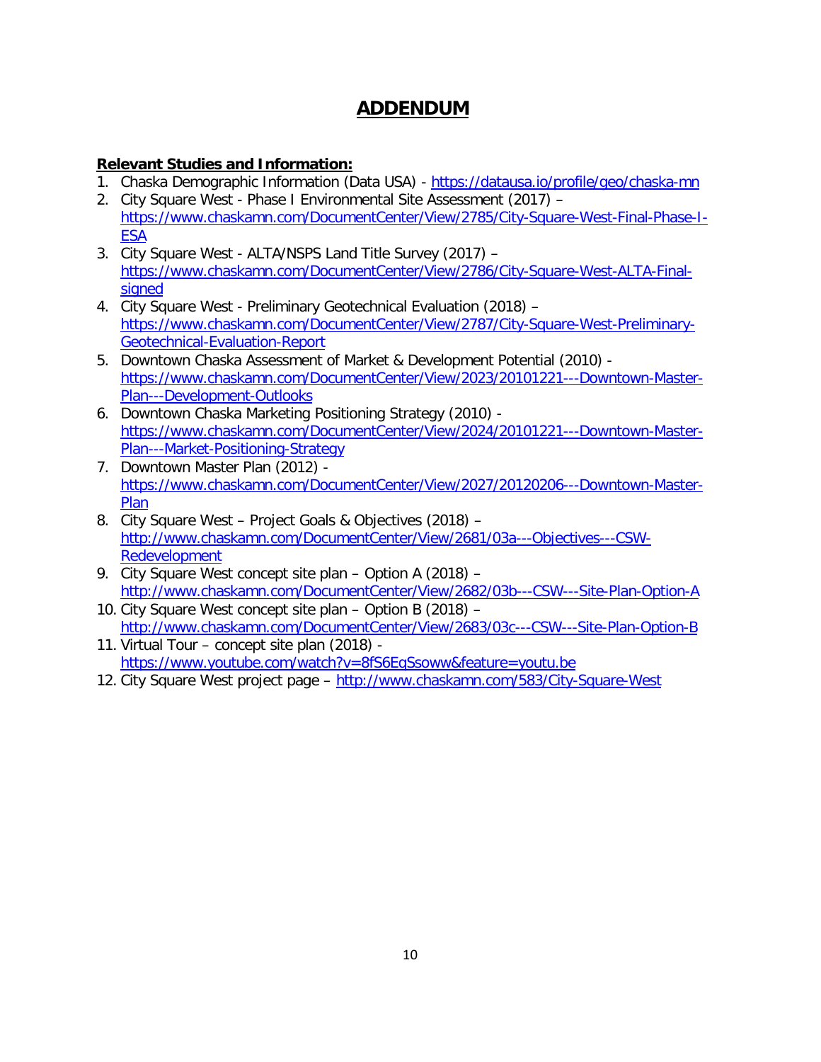# ADDENDUM

**Relevant Studies and Information:**

1. Chaska Demographic Information (Data USA) - https://datausa.io/profile/geo/chaska-mn
2. City Square West - Phase I Environmental Site Assessment (2017) – https://www.chaskamn.com/DocumentCenter/View/2785/City-Square-West-Final-Phase-I-ESA
3. City Square West - ALTA/NSPS Land Title Survey (2017) – https://www.chaskamn.com/DocumentCenter/View/2786/City-Square-West-ALTA-Final-signed
4. City Square West - Preliminary Geotechnical Evaluation (2018) – https://www.chaskamn.com/DocumentCenter/View/2787/City-Square-West-Preliminary-Geotechnical-Evaluation-Report
5. Downtown Chaska Assessment of Market & Development Potential (2010) - https://www.chaskamn.com/DocumentCenter/View/2023/20101221---Downtown-Master-Plan---Development-Outlooks
6. Downtown Chaska Marketing Positioning Strategy (2010) - https://www.chaskamn.com/DocumentCenter/View/2024/20101221---Downtown-Master-Plan---Market-Positioning-Strategy
7. Downtown Master Plan (2012) - https://www.chaskamn.com/DocumentCenter/View/2027/20120206---Downtown-Master-Plan
8. City Square West – Project Goals & Objectives (2018) – http://www.chaskamn.com/DocumentCenter/View/2681/03a---Objectives---CSW-Redevelopment
9. City Square West concept site plan – Option A (2018) – http://www.chaskamn.com/DocumentCenter/View/2682/03b---CSW---Site-Plan-Option-A
10. City Square West concept site plan – Option B (2018) – http://www.chaskamn.com/DocumentCenter/View/2683/03c---CSW---Site-Plan-Option-B
11. Virtual Tour – concept site plan (2018) - https://www.youtube.com/watch?v=8fS6EqSsoww&feature=youtu.be
12. City Square West project page – http://www.chaskamn.com/583/City-Square-West